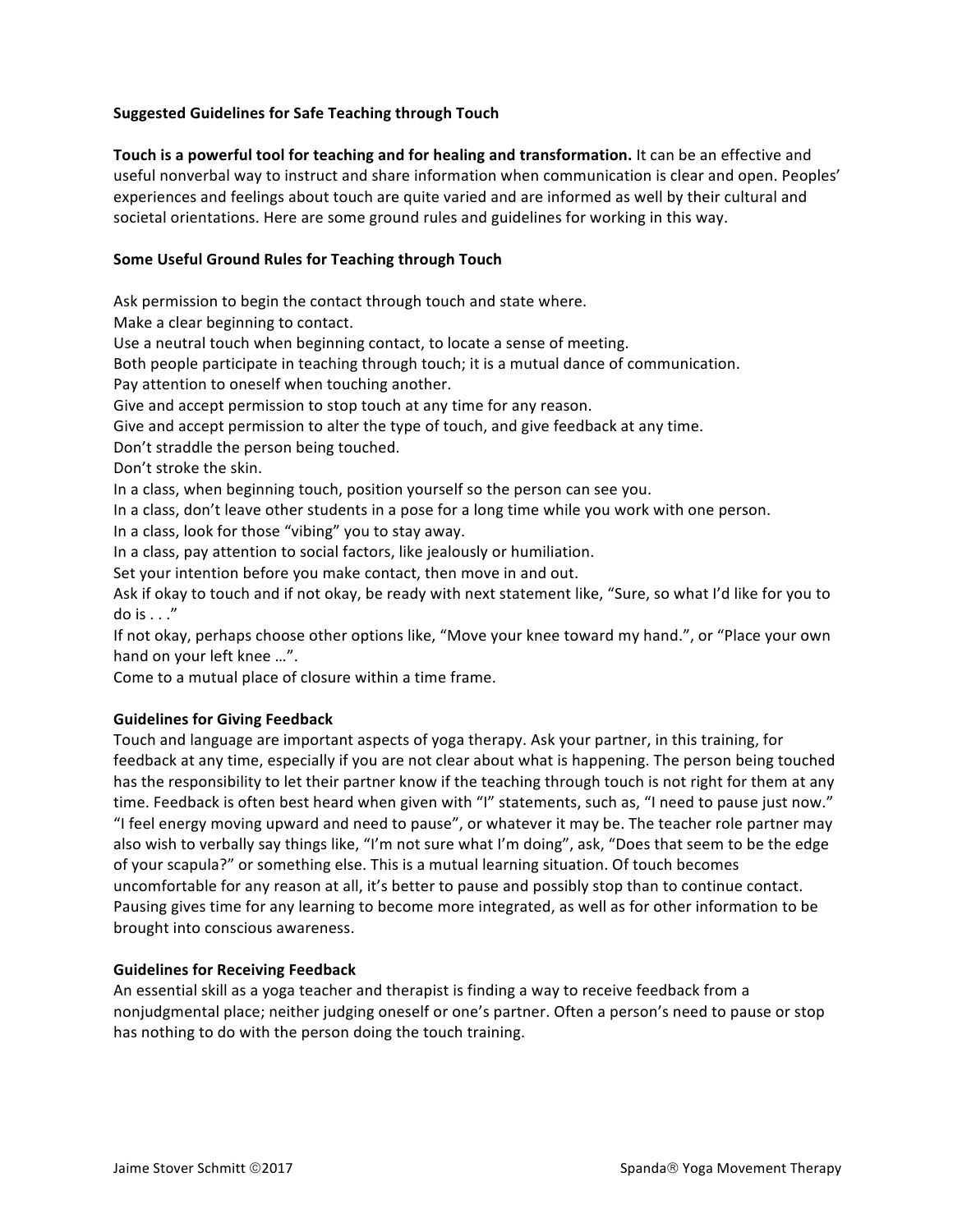## Suggested Guidelines for Safe Teaching through Touch

**Touch is a powerful tool for teaching and for healing and transformation.** It can be an effective and useful nonverbal way to instruct and share information when communication is clear and open. Peoples' experiences and feelings about touch are quite varied and are informed as well by their cultural and societal orientations. Here are some ground rules and guidelines for working in this way.

### Some Useful Ground Rules for Teaching through Touch

Ask permission to begin the contact through touch and state where.
Make a clear beginning to contact.
Use a neutral touch when beginning contact, to locate a sense of meeting.
Both people participate in teaching through touch; it is a mutual dance of communication.
Pay attention to oneself when touching another.
Give and accept permission to stop touch at any time for any reason.
Give and accept permission to alter the type of touch, and give feedback at any time.
Don't straddle the person being touched.
Don't stroke the skin.
In a class, when beginning touch, position yourself so the person can see you.
In a class, don't leave other students in a pose for a long time while you work with one person.
In a class, look for those "vibing" you to stay away.
In a class, pay attention to social factors, like jealously or humiliation.
Set your intention before you make contact, then move in and out.
Ask if okay to touch and if not okay, be ready with next statement like, "Sure, so what I'd like for you to do is . . ."
If not okay, perhaps choose other options like, "Move your knee toward my hand.", or "Place your own hand on your left knee …".
Come to a mutual place of closure within a time frame.

### Guidelines for Giving Feedback

Touch and language are important aspects of yoga therapy. Ask your partner, in this training, for feedback at any time, especially if you are not clear about what is happening. The person being touched has the responsibility to let their partner know if the teaching through touch is not right for them at any time. Feedback is often best heard when given with "I" statements, such as, "I need to pause just now." "I feel energy moving upward and need to pause", or whatever it may be. The teacher role partner may also wish to verbally say things like, "I'm not sure what I'm doing", ask, "Does that seem to be the edge of your scapula?" or something else. This is a mutual learning situation. Of touch becomes uncomfortable for any reason at all, it's better to pause and possibly stop than to continue contact. Pausing gives time for any learning to become more integrated, as well as for other information to be brought into conscious awareness.

### Guidelines for Receiving Feedback

An essential skill as a yoga teacher and therapist is finding a way to receive feedback from a nonjudgmental place; neither judging oneself or one's partner. Often a person's need to pause or stop has nothing to do with the person doing the touch training.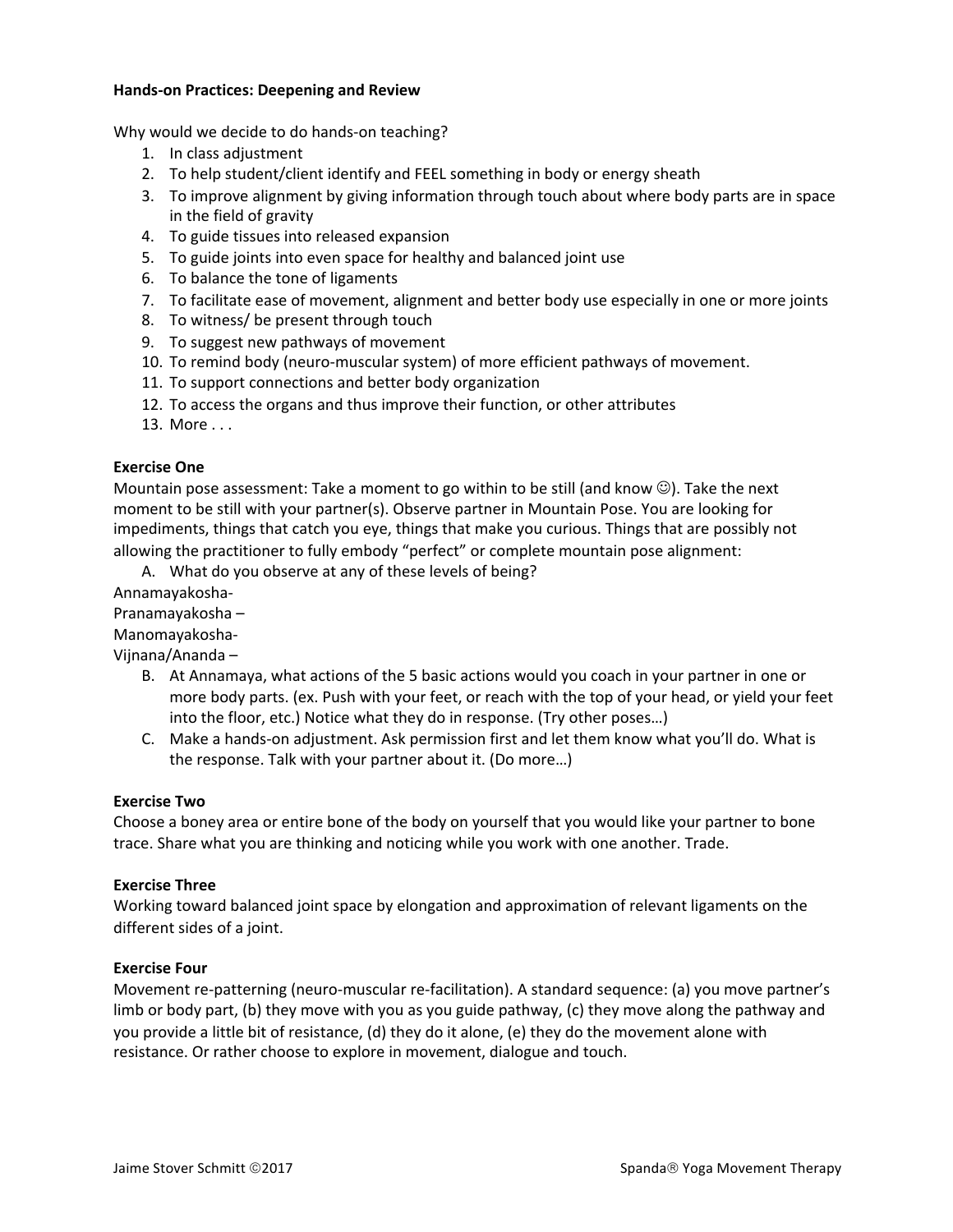**Hands-on Practices: Deepening and Review**

Why would we decide to do hands-on teaching?

1. In class adjustment
2. To help student/client identify and FEEL something in body or energy sheath
3. To improve alignment by giving information through touch about where body parts are in space in the field of gravity
4. To guide tissues into released expansion
5. To guide joints into even space for healthy and balanced joint use
6. To balance the tone of ligaments
7. To facilitate ease of movement, alignment and better body use especially in one or more joints
8. To witness/ be present through touch
9. To suggest new pathways of movement
10. To remind body (neuro-muscular system) of more efficient pathways of movement.
11. To support connections and better body organization
12. To access the organs and thus improve their function, or other attributes
13. More . . .

**Exercise One**

Mountain pose assessment: Take a moment to go within to be still (and know ☺). Take the next moment to be still with your partner(s). Observe partner in Mountain Pose. You are looking for impediments, things that catch you eye, things that make you curious. Things that are possibly not allowing the practitioner to fully embody "perfect" or complete mountain pose alignment:

A. What do you observe at any of these levels of being?

Annamayakosha-
Pranamayakosha –
Manomayakosha-
Vijnana/Ananda –

B. At Annamaya, what actions of the 5 basic actions would you coach in your partner in one or more body parts. (ex. Push with your feet, or reach with the top of your head, or yield your feet into the floor, etc.) Notice what they do in response. (Try other poses…)
C. Make a hands-on adjustment. Ask permission first and let them know what you'll do. What is the response. Talk with your partner about it. (Do more…)

**Exercise Two**

Choose a boney area or entire bone of the body on yourself that you would like your partner to bone trace. Share what you are thinking and noticing while you work with one another. Trade.

**Exercise Three**

Working toward balanced joint space by elongation and approximation of relevant ligaments on the different sides of a joint.

**Exercise Four**

Movement re-patterning (neuro-muscular re-facilitation). A standard sequence: (a) you move partner's limb or body part, (b) they move with you as you guide pathway, (c) they move along the pathway and you provide a little bit of resistance, (d) they do it alone, (e) they do the movement alone with resistance. Or rather choose to explore in movement, dialogue and touch.